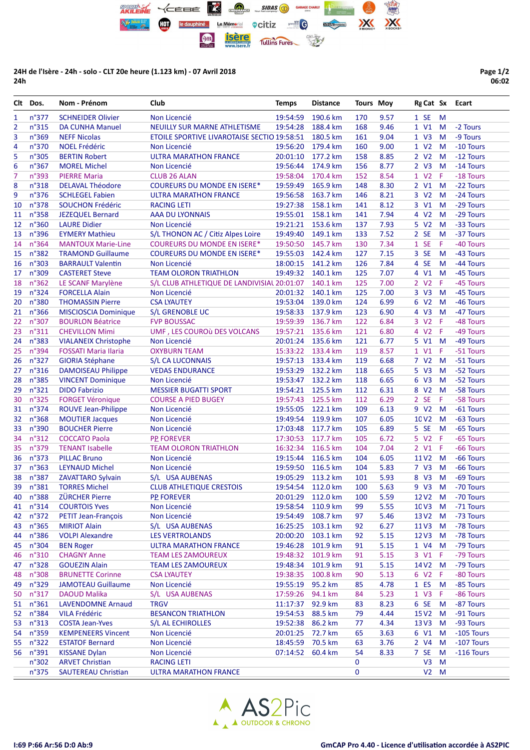**24H de l'Isère - 24h - solo - CLT 20e heure (1.123 km) - 07 Avril 2018**
**24h**

Page 1/2
06:02

| Clt | Dos. | Nom - Prénom | Club | Temps | Distance | Tours | Moy | Rg | Cat | Sx | Ecart |
|---|---|---|---|---|---|---|---|---|---|---|---|
| 1 | n°377 | SCHNEIDER Olivier | Non Licencié | 19:54:59 | 190.6 km | 170 | 9.57 | 1 | SE | M | |
| 2 | n°315 | DA CUNHA Manuel | NEUILLY SUR MARNE ATHLETISME | 19:54:28 | 188.4 km | 168 | 9.46 | 1 | V1 | M | -2 Tours |
| 3 | n°369 | NEFF Nicolas | ETOILE SPORTIVE LIVAROTAISE SECTIO | 19:58:51 | 180.5 km | 161 | 9.04 | 1 | V3 | M | -9 Tours |
| 4 | n°370 | NOEL Frédéric | Non Licencié | 19:56:20 | 179.4 km | 160 | 9.00 | 1 | V2 | M | -10 Tours |
| 5 | n°305 | BERTIN Robert | ULTRA MARATHON FRANCE | 20:01:10 | 177.2 km | 158 | 8.85 | 2 | V2 | M | -12 Tours |
| 6 | n°367 | MOREL Michel | Non Licencié | 19:56:44 | 174.9 km | 156 | 8.77 | 2 | V3 | M | -14 Tours |
| 7 | n°393 | PIERRE Maria | CLUB 26 ALAN | 19:58:04 | 170.4 km | 152 | 8.54 | 1 | V2 | F | -18 Tours |
| 8 | n°318 | DELAVAL Théodore | COUREURS DU MONDE EN ISERE* | 19:59:49 | 165.9 km | 148 | 8.30 | 2 | V1 | M | -22 Tours |
| 9 | n°376 | SCHLEGEL Fabien | ULTRA MARATHON FRANCE | 19:56:58 | 163.7 km | 146 | 8.21 | 3 | V2 | M | -24 Tours |
| 10 | n°378 | SOUCHON Frédéric | RACING LETI | 19:27:38 | 158.1 km | 141 | 8.12 | 3 | V1 | M | -29 Tours |
| 11 | n°358 | JEZEQUEL Bernard | AAA DU LYONNAIS | 19:55:01 | 158.1 km | 141 | 7.94 | 4 | V2 | M | -29 Tours |
| 12 | n°360 | LAURE Didier | Non Licencié | 19:21:21 | 153.6 km | 137 | 7.93 | 5 | V2 | M | -33 Tours |
| 13 | n°396 | EYMERY Mathieu | S/L THONON AC / Citiz Alpes Loire | 19:49:40 | 149.1 km | 133 | 7.52 | 2 | SE | M | -37 Tours |
| 14 | n°364 | MANTOUX Marie-Line | COUREURS DU MONDE EN ISERE* | 19:50:50 | 145.7 km | 130 | 7.34 | 1 | SE | F | -40 Tours |
| 15 | n°382 | TRAMOND Guillaume | COUREURS DU MONDE EN ISERE* | 19:55:03 | 142.4 km | 127 | 7.15 | 3 | SE | M | -43 Tours |
| 16 | n°303 | BARRAULT Valentin | Non Licencié | 18:00:15 | 141.2 km | 126 | 7.84 | 4 | SE | M | -44 Tours |
| 17 | n°309 | CASTERET Steve | TEAM OLORON TRIATHLON | 19:49:32 | 140.1 km | 125 | 7.07 | 4 | V1 | M | -45 Tours |
| 18 | n°362 | LE SCANF Marylène | S/L CLUB ATHLETIQUE DE LANDIVISIAU | 20:01:07 | 140.1 km | 125 | 7.00 | 2 | V2 | F | -45 Tours |
| 19 | n°324 | FORCELLA Alain | Non Licencié | 20:01:32 | 140.1 km | 125 | 7.00 | 3 | V3 | M | -45 Tours |
| 20 | n°380 | THOMASSIN Pierre | CSA LYAUTEY | 19:53:04 | 139.0 km | 124 | 6.99 | 6 | V2 | M | -46 Tours |
| 21 | n°366 | MISCIOSCIA Dominique | S/L GRENOBLE UC | 19:58:33 | 137.9 km | 123 | 6.90 | 4 | V3 | M | -47 Tours |
| 22 | n°307 | BOURLON Béatrice | FVP BOUSSAC | 19:59:39 | 136.7 km | 122 | 6.84 | 3 | V2 | F | -48 Tours |
| 23 | n°311 | CHEVILLON Mimi | UMF , LES COUROù DES VOLCANS | 19:57:21 | 135.6 km | 121 | 6.80 | 4 | V2 | F | -49 Tours |
| 24 | n°383 | VIALANEIX Christophe | Non Licencié | 20:01:24 | 135.6 km | 121 | 6.77 | 5 | V1 | M | -49 Tours |
| 25 | n°394 | FOSSATI Maria Ilaria | OXYBURN TEAM | 15:33:22 | 133.4 km | 119 | 8.57 | 1 | V1 | F | -51 Tours |
| 26 | n°327 | GIORIA Stéphane | S/L CA LUCONNAIS | 19:57:13 | 133.4 km | 119 | 6.68 | 7 | V2 | M | -51 Tours |
| 27 | n°316 | DAMOISEAU Philippe | VEDAS ENDURANCE | 19:53:29 | 132.2 km | 118 | 6.65 | 5 | V3 | M | -52 Tours |
| 28 | n°385 | VINCENT Dominique | Non Licencié | 19:53:47 | 132.2 km | 118 | 6.65 | 6 | V3 | M | -52 Tours |
| 29 | n°321 | DIDO Fabrizio | MESSIER BUGATTI SPORT | 19:54:21 | 125.5 km | 112 | 6.31 | 8 | V2 | M | -58 Tours |
| 30 | n°325 | FORGET Véronique | COURSE A PIED BUGEY | 19:57:43 | 125.5 km | 112 | 6.29 | 2 | SE | F | -58 Tours |
| 31 | n°374 | ROUVE Jean-Philippe | Non Licencié | 19:55:05 | 122.1 km | 109 | 6.13 | 9 | V2 | M | -61 Tours |
| 32 | n°368 | MOUTIER Jacques | Non Licencié | 19:49:54 | 119.9 km | 107 | 6.05 | 10 | V2 | M | -63 Tours |
| 33 | n°390 | BOUCHER Pierre | Non Licencié | 17:03:48 | 117.7 km | 105 | 6.89 | 5 | SE | M | -65 Tours |
| 34 | n°312 | COCCATO Paola | PP FOREVER | 17:30:53 | 117.7 km | 105 | 6.72 | 5 | V2 | F | -65 Tours |
| 35 | n°379 | TENANT Isabelle | TEAM OLORON TRIATHLON | 16:32:34 | 116.5 km | 104 | 7.04 | 2 | V1 | F | -66 Tours |
| 36 | n°373 | PILLAC Bruno | Non Licencié | 19:15:44 | 116.5 km | 104 | 6.05 | 11 | V2 | M | -66 Tours |
| 37 | n°363 | LEYNAUD Michel | Non Licencié | 19:59:50 | 116.5 km | 104 | 5.83 | 7 | V3 | M | -66 Tours |
| 38 | n°387 | ZAVATTARO Sylvain | S/L USA AUBENAS | 19:05:29 | 113.2 km | 101 | 5.93 | 8 | V3 | M | -69 Tours |
| 39 | n°381 | TORRES Michel | CLUB ATHLETIQUE CRESTOIS | 19:54:54 | 112.0 km | 100 | 5.63 | 9 | V3 | M | -70 Tours |
| 40 | n°388 | ZÜRCHER Pierre | PP FOREVER | 20:01:29 | 112.0 km | 100 | 5.59 | 12 | V2 | M | -70 Tours |
| 41 | n°314 | COURTOIS Yves | Non Licencié | 19:58:54 | 110.9 km | 99 | 5.55 | 10 | V3 | M | -71 Tours |
| 42 | n°372 | PETIT Jean-François | Non Licencié | 19:54:49 | 108.7 km | 97 | 5.46 | 13 | V2 | M | -73 Tours |
| 43 | n°365 | MIRIOT Alain | S/L USA AUBENAS | 16:25:25 | 103.1 km | 92 | 6.27 | 11 | V3 | M | -78 Tours |
| 44 | n°386 | VOLPI Alexandre | LES VERTROLANDS | 20:00:20 | 103.1 km | 92 | 5.15 | 12 | V3 | M | -78 Tours |
| 45 | n°304 | BEN Roger | ULTRA MARATHON FRANCE | 19:46:28 | 101.9 km | 91 | 5.15 | 1 | V4 | M | -79 Tours |
| 46 | n°310 | CHAGNY Anne | TEAM LES ZAMOUREUX | 19:48:32 | 101.9 km | 91 | 5.15 | 3 | V1 | F | -79 Tours |
| 47 | n°328 | GOUEZIN Alain | TEAM LES ZAMOUREUX | 19:48:34 | 101.9 km | 91 | 5.15 | 14 | V2 | M | -79 Tours |
| 48 | n°308 | BRUNETTE Corinne | CSA LYAUTEY | 19:38:35 | 100.8 km | 90 | 5.13 | 6 | V2 | F | -80 Tours |
| 49 | n°329 | JAMOTEAU Guillaume | Non Licencié | 19:55:19 | 95.2 km | 85 | 4.78 | 1 | ES | M | -85 Tours |
| 50 | n°317 | DAOUD Malika | S/L USA AUBENAS | 17:59:26 | 94.1 km | 84 | 5.23 | 1 | V3 | F | -86 Tours |
| 51 | n°361 | LAVENDOMNE Arnaud | TRGV | 11:17:37 | 92.9 km | 83 | 8.23 | 6 | SE | M | -87 Tours |
| 52 | n°384 | VILA Frédéric | BESANCON TRIATHLON | 19:54:53 | 88.5 km | 79 | 4.44 | 15 | V2 | M | -91 Tours |
| 53 | n°313 | COSTA Jean-Yves | S/L AL ECHIROLLES | 19:52:38 | 86.2 km | 77 | 4.34 | 13 | V3 | M | -93 Tours |
| 54 | n°359 | KEMPENEERS Vincent | Non Licencié | 20:01:25 | 72.7 km | 65 | 3.63 | 6 | V1 | M | -105 Tours |
| 55 | n°322 | ESTATOF Bernard | Non Licencié | 18:45:59 | 70.5 km | 63 | 3.76 | 2 | V4 | M | -107 Tours |
| 56 | n°391 | KISSANE Dylan | Non Licencié | 07:14:52 | 60.4 km | 54 | 8.33 | 7 | SE | M | -116 Tours |
| | n°302 | ARVET Christian | RACING LETI | | | 0 | | | V3 | M | |
| | n°375 | SAUTEREAU Christian | ULTRA MARATHON FRANCE | | | 0 | | | V2 | M | |

I:69 P:66 Ar:56 D:0 Ab:9

GmCAP Pro 4.40 - Licence d'utilisation accordée à AS2PIC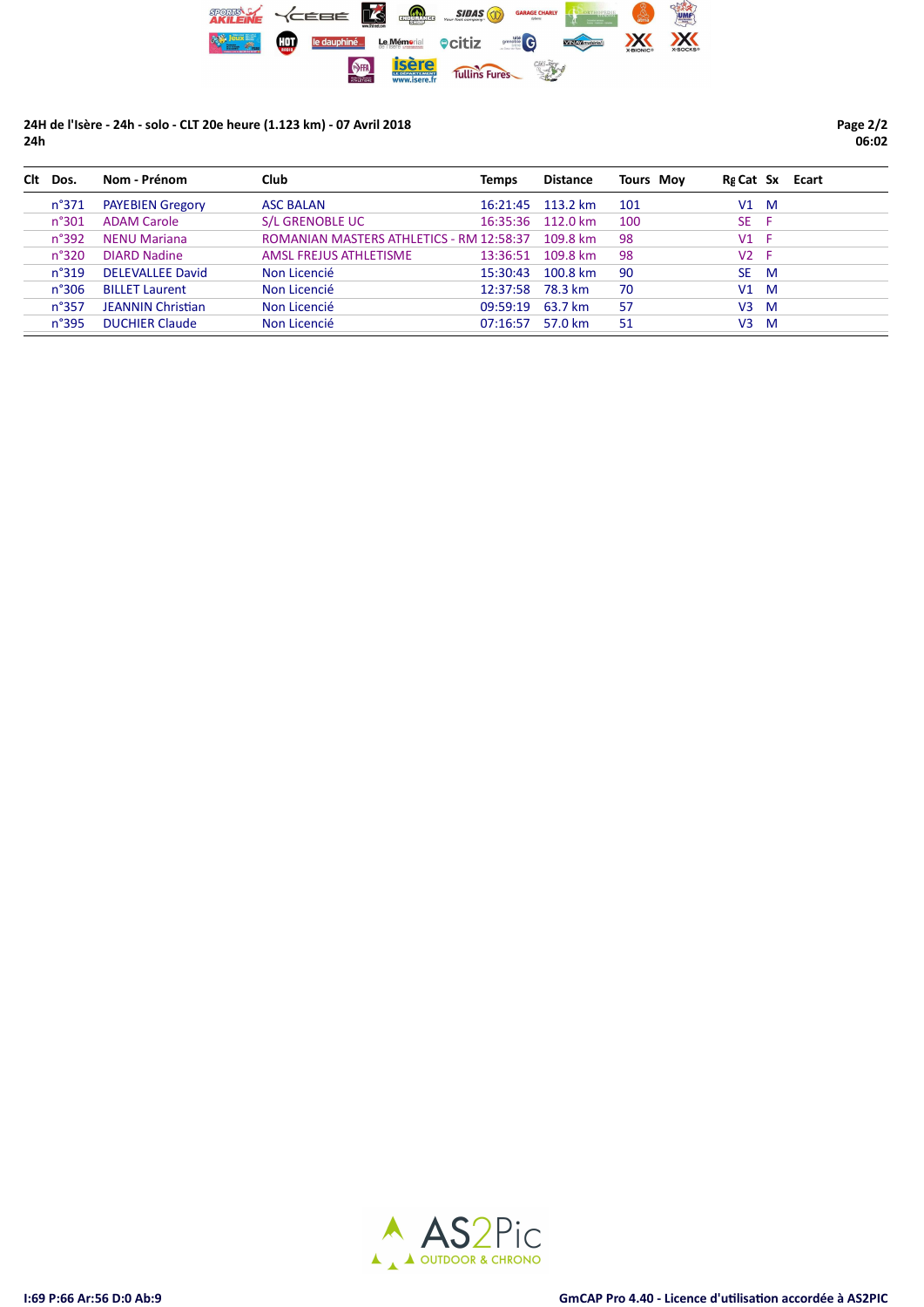**24H de l'Isère - 24h - solo - CLT 20e heure (1.123 km) - 07 Avril 2018**
**24h**

**Page 2/2**
**06:02**

| Clt | Dos. | Nom - Prénom | Club | Temps | Distance | Tours | Moy | Rg Cat | Sx | Ecart |
|---|---|---|---|---|---|---|---|---|---|---|
| | n°371 | PAYEBIEN Gregory | ASC BALAN | 16:21:45 | 113.2 km | 101 | | V1 | M | |
| | n°301 | ADAM Carole | S/L GRENOBLE UC | 16:35:36 | 112.0 km | 100 | | SE | F | |
| | n°392 | NENU Mariana | ROMANIAN MASTERS ATHLETICS - RM | 12:58:37 | 109.8 km | 98 | | V1 | F | |
| | n°320 | DIARD Nadine | AMSL FREJUS ATHLETISME | 13:36:51 | 109.8 km | 98 | | V2 | F | |
| | n°319 | DELEVALLEE David | Non Licencié | 15:30:43 | 100.8 km | 90 | | SE | M | |
| | n°306 | BILLET Laurent | Non Licencié | 12:37:58 | 78.3 km | 70 | | V1 | M | |
| | n°357 | JEANNIN Christian | Non Licencié | 09:59:19 | 63.7 km | 57 | | V3 | M | |
| | n°395 | DUCHIER Claude | Non Licencié | 07:16:57 | 57.0 km | 51 | | V3 | M | |

AS2Pic OUTDOOR & CHRONO

I:69 P:66 Ar:56 D:0 Ab:9

GmCAP Pro 4.40 - Licence d'utilisation accordée à AS2PIC